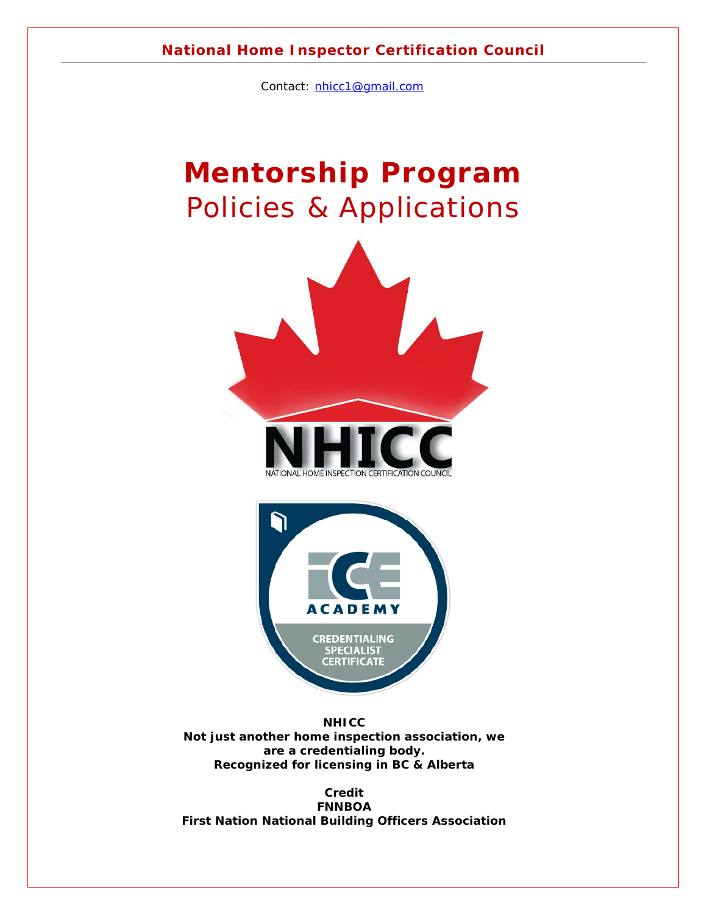**National Home Inspector Certification Council**

Contact: nhicc1@gmail.com

# Mentorship Program

## Policies & Applications

NATIONAL HOME INSPECTION CERTIFICATION COUNCIL

ACADEMY

CREDENTIALING SPECIALIST CERTIFICATE

**NHICC**
**Not just another home inspection association, we are a credentialing body.**
**Recognized for licensing in BC & Alberta**

**Credit**
**FNNBOA**
**First Nation National Building Officers Association**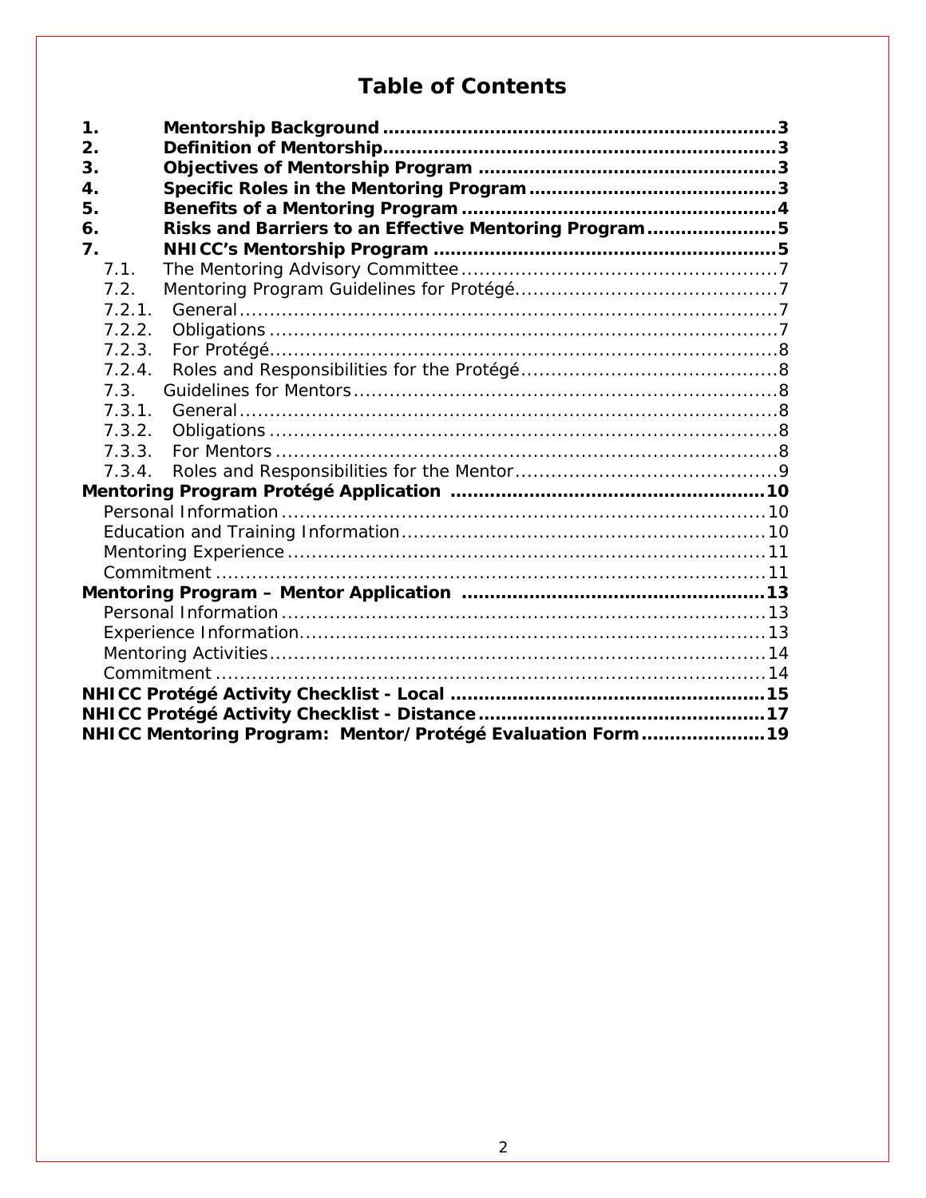# Table of Contents

**1. Mentorship Background ....................................................................3**
**2. Definition of Mentorship....................................................................3**
**3. Objectives of Mentorship Program ...................................................3**
**4. Specific Roles in the Mentoring Program...........................................3**
**5. Benefits of a Mentoring Program ......................................................4**
**6. Risks and Barriers to an Effective Mentoring Program......................5**
**7. NHICC's Mentorship Program ...........................................................5**

7.1. The Mentoring Advisory Committee....................................................7
7.2. Mentoring Program Guidelines for Protégé...........................................7
7.2.1. General........................................................................................7
7.2.2. Obligations ...................................................................................7
7.2.3. For Protégé...................................................................................8
7.2.4. Roles and Responsibilities for the Protégé..........................................8
7.3. Guidelines for Mentors......................................................................8
7.3.1. General........................................................................................8
7.3.2. Obligations ...................................................................................8
7.3.3. For Mentors ..................................................................................8
7.3.4. Roles and Responsibilities for the Mentor...........................................9

**Mentoring Program Protégé Application ......................................................10**

Personal Information ................................................................................10
Education and Training Information............................................................10
Mentoring Experience ...............................................................................11
Commitment ...........................................................................................11

**Mentoring Program – Mentor Application ....................................................13**

Personal Information ................................................................................13
Experience Information.............................................................................13
Mentoring Activities..................................................................................14
Commitment ...........................................................................................14

**NHICC Protégé Activity Checklist - Local ......................................................15**
**NHICC Protégé Activity Checklist - Distance .................................................17**
**NHICC Mentoring Program: Mentor/Protégé Evaluation Form.....................19**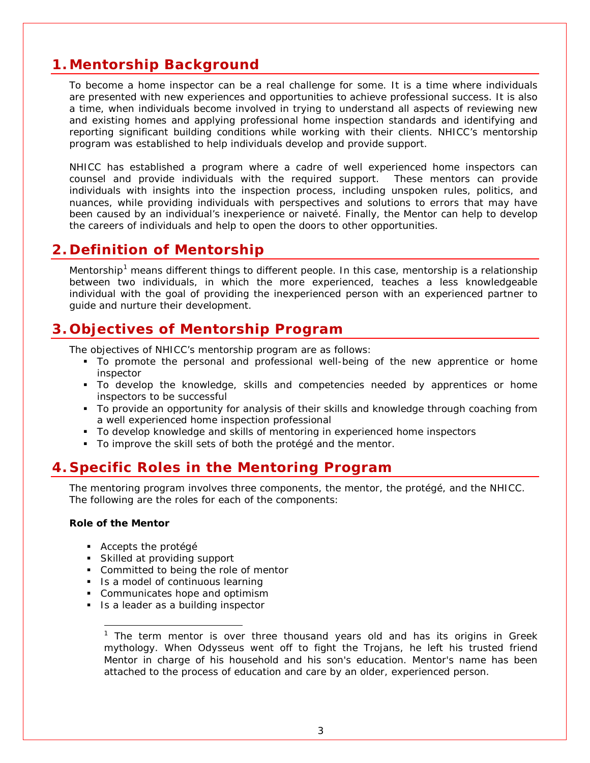## 1. Mentorship Background

To become a home inspector can be a real challenge for some. It is a time where individuals are presented with new experiences and opportunities to achieve professional success. It is also a time, when individuals become involved in trying to understand all aspects of reviewing new and existing homes and applying professional home inspection standards and identifying and reporting significant building conditions while working with their clients. NHICC's mentorship program was established to help individuals develop and provide support.

NHICC has established a program where a cadre of well experienced home inspectors can counsel and provide individuals with the required support. These mentors can provide individuals with insights into the inspection process, including unspoken rules, politics, and nuances, while providing individuals with perspectives and solutions to errors that may have been caused by an individual's inexperience or naiveté. Finally, the Mentor can help to develop the careers of individuals and help to open the doors to other opportunities.

## 2. Definition of Mentorship

Mentorship[1] means different things to different people. In this case, mentorship is a relationship between two individuals, in which the more experienced, teaches a less knowledgeable individual with the goal of providing the inexperienced person with an experienced partner to guide and nurture their development.

## 3. Objectives of Mentorship Program

The objectives of NHICC's mentorship program are as follows:

- To promote the personal and professional well-being of the new apprentice or home inspector
- To develop the knowledge, skills and competencies needed by apprentices or home inspectors to be successful
- To provide an opportunity for analysis of their skills and knowledge through coaching from a well experienced home inspection professional
- To develop knowledge and skills of mentoring in experienced home inspectors
- To improve the skill sets of both the protégé and the mentor.

## 4. Specific Roles in the Mentoring Program

The mentoring program involves three components, the mentor, the protégé, and the NHICC. The following are the roles for each of the components:

**Role of the Mentor**

- Accepts the protégé
- Skilled at providing support
- Committed to being the role of mentor
- Is a model of continuous learning
- Communicates hope and optimism
- Is a leader as a building inspector

[1] The term mentor is over three thousand years old and has its origins in Greek mythology. When Odysseus went off to fight the Trojans, he left his trusted friend Mentor in charge of his household and his son's education. Mentor's name has been attached to the process of education and care by an older, experienced person.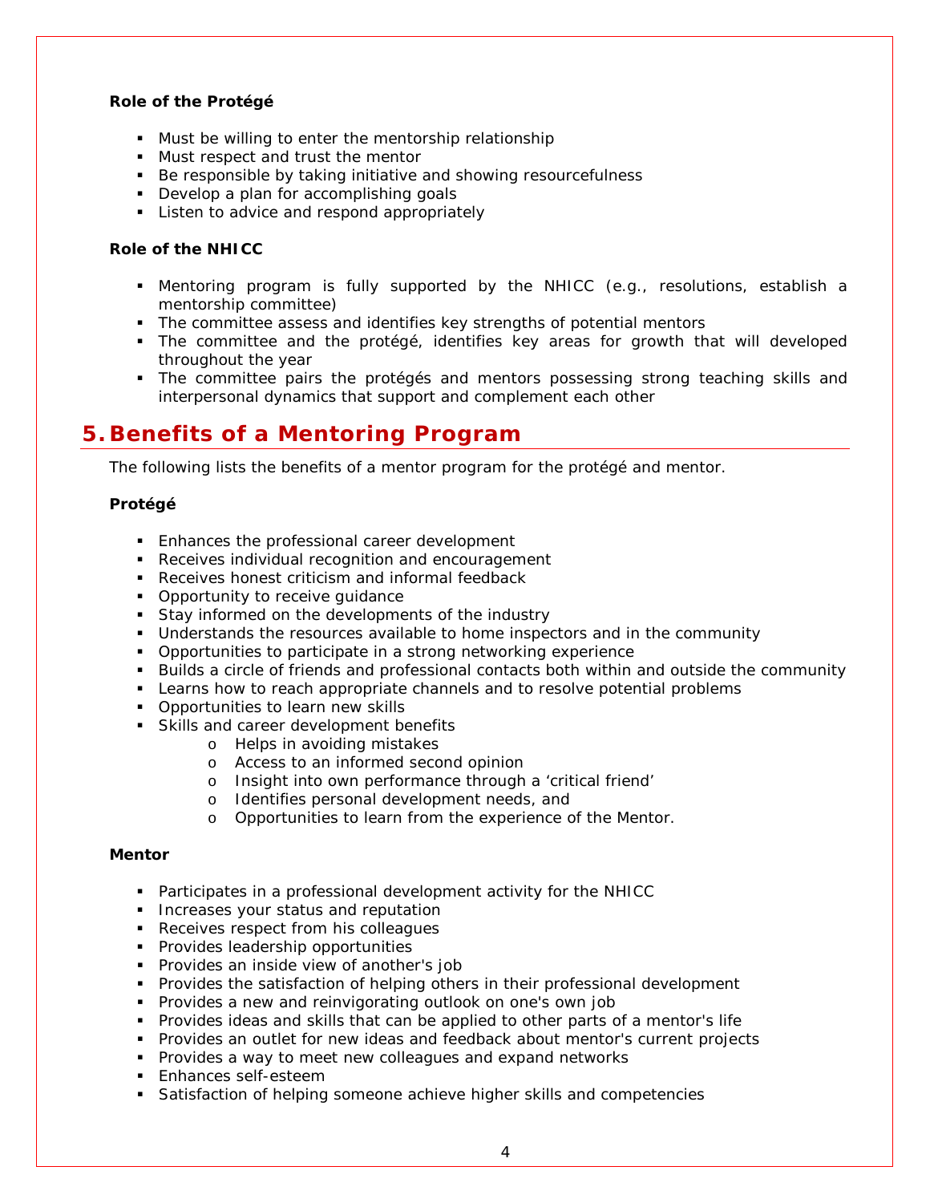**Role of the Protégé**

- Must be willing to enter the mentorship relationship
- Must respect and trust the mentor
- Be responsible by taking initiative and showing resourcefulness
- Develop a plan for accomplishing goals
- Listen to advice and respond appropriately

**Role of the NHICC**

- Mentoring program is fully supported by the NHICC (e.g., resolutions, establish a mentorship committee)
- The committee assess and identifies key strengths of potential mentors
- The committee and the protégé, identifies key areas for growth that will developed throughout the year
- The committee pairs the protégés and mentors possessing strong teaching skills and interpersonal dynamics that support and complement each other

# 5. Benefits of a Mentoring Program

The following lists the benefits of a mentor program for the protégé and mentor.

**Protégé**

- Enhances the professional career development
- Receives individual recognition and encouragement
- Receives honest criticism and informal feedback
- Opportunity to receive guidance
- Stay informed on the developments of the industry
- Understands the resources available to home inspectors and in the community
- Opportunities to participate in a strong networking experience
- Builds a circle of friends and professional contacts both within and outside the community
- Learns how to reach appropriate channels and to resolve potential problems
- Opportunities to learn new skills
- Skills and career development benefits
    - Helps in avoiding mistakes
    - Access to an informed second opinion
    - Insight into own performance through a 'critical friend'
    - Identifies personal development needs, and
    - Opportunities to learn from the experience of the Mentor.

**Mentor**

- Participates in a professional development activity for the NHICC
- Increases your status and reputation
- Receives respect from his colleagues
- Provides leadership opportunities
- Provides an inside view of another's job
- Provides the satisfaction of helping others in their professional development
- Provides a new and reinvigorating outlook on one's own job
- Provides ideas and skills that can be applied to other parts of a mentor's life
- Provides an outlet for new ideas and feedback about mentor's current projects
- Provides a way to meet new colleagues and expand networks
- Enhances self-esteem
- Satisfaction of helping someone achieve higher skills and competencies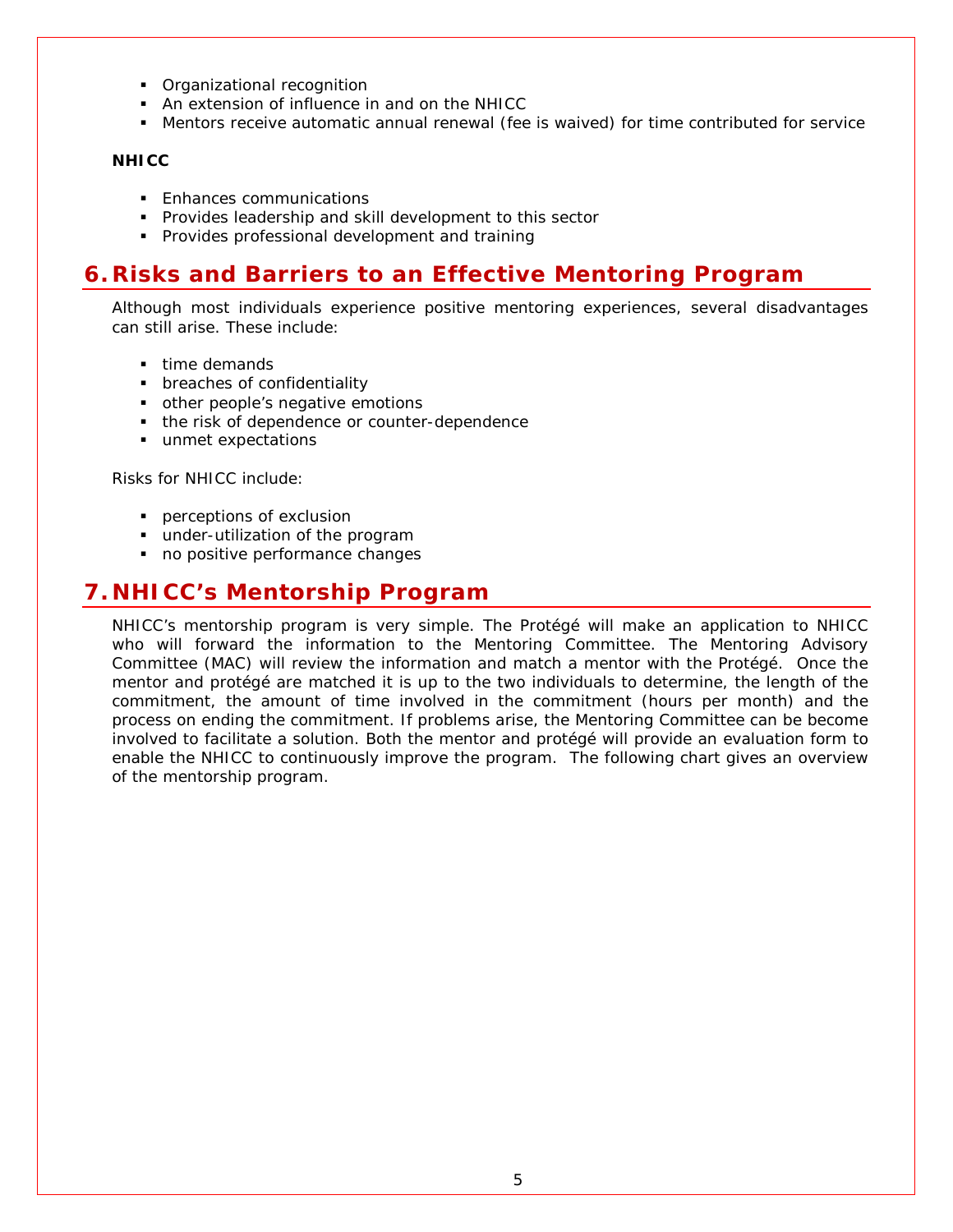- Organizational recognition
- An extension of influence in and on the NHICC
- Mentors receive automatic annual renewal (fee is waived) for time contributed for service

**NHICC**

- Enhances communications
- Provides leadership and skill development to this sector
- Provides professional development and training

## 6. Risks and Barriers to an Effective Mentoring Program

Although most individuals experience positive mentoring experiences, several disadvantages can still arise. These include:

- time demands
- breaches of confidentiality
- other people's negative emotions
- the risk of dependence or counter-dependence
- unmet expectations

Risks for NHICC include:

- perceptions of exclusion
- under-utilization of the program
- no positive performance changes

## 7. NHICC's Mentorship Program

NHICC's mentorship program is very simple. The Protégé will make an application to NHICC who will forward the information to the Mentoring Committee. The Mentoring Advisory Committee (MAC) will review the information and match a mentor with the Protégé. Once the mentor and protégé are matched it is up to the two individuals to determine, the length of the commitment, the amount of time involved in the commitment (hours per month) and the process on ending the commitment. If problems arise, the Mentoring Committee can be become involved to facilitate a solution. Both the mentor and protégé will provide an evaluation form to enable the NHICC to continuously improve the program. The following chart gives an overview of the mentorship program.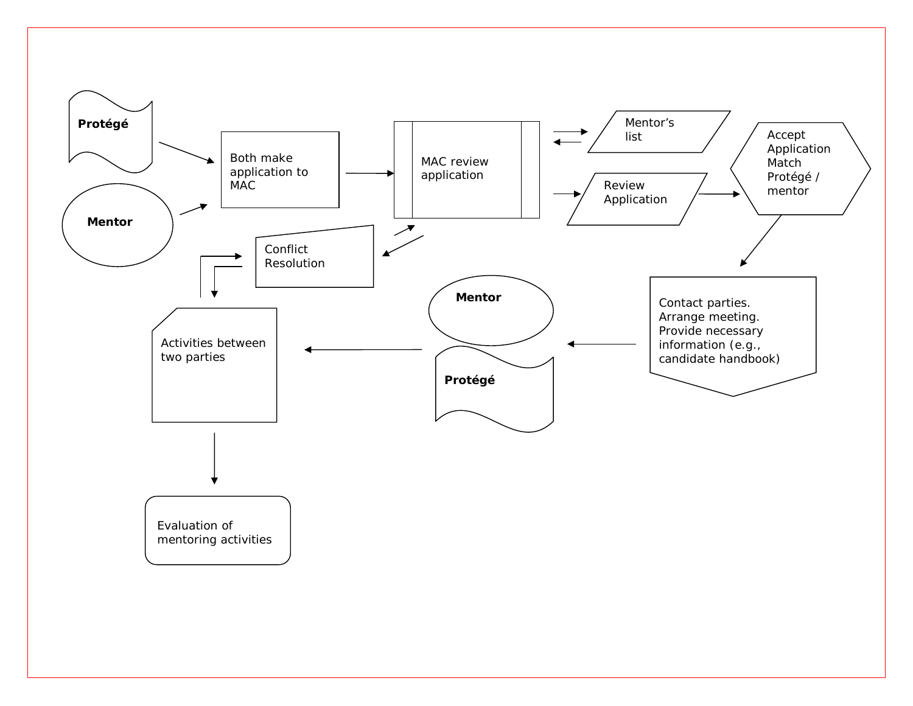Protégé

Mentor

Both make application to MAC

MAC review application

Mentor's list

Review Application

Accept Application Match Protégé / mentor

Conflict Resolution

Contact parties. Arrange meeting. Provide necessary information (e.g., candidate handbook)

Mentor

Protégé

Activities between two parties

Evaluation of mentoring activities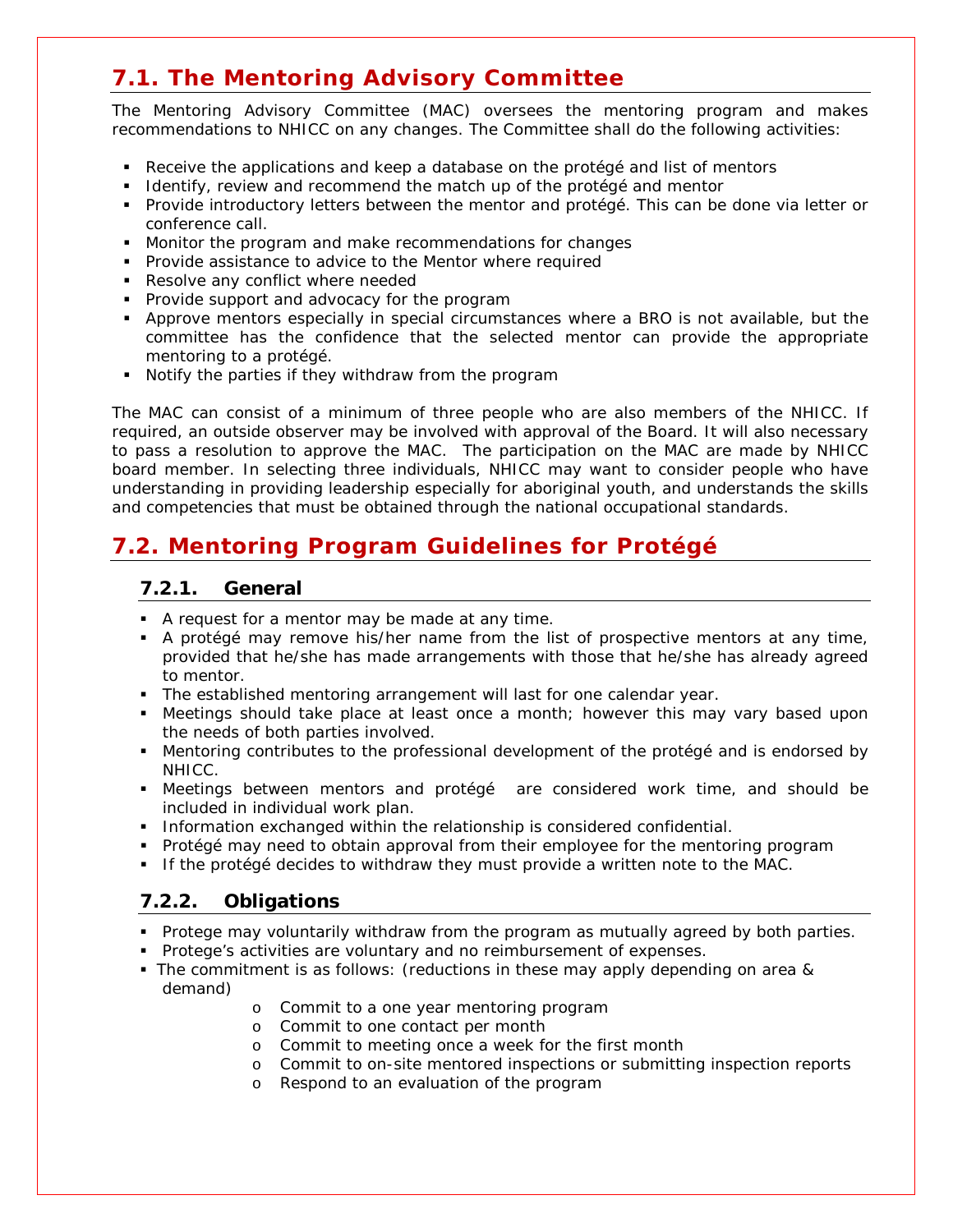## 7.1. The Mentoring Advisory Committee

The Mentoring Advisory Committee (MAC) oversees the mentoring program and makes recommendations to NHICC on any changes. The Committee shall do the following activities:

- Receive the applications and keep a database on the protégé and list of mentors
- Identify, review and recommend the match up of the protégé and mentor
- Provide introductory letters between the mentor and protégé. This can be done via letter or conference call.
- Monitor the program and make recommendations for changes
- Provide assistance to advice to the Mentor where required
- Resolve any conflict where needed
- Provide support and advocacy for the program
- Approve mentors especially in special circumstances where a BRO is not available, but the committee has the confidence that the selected mentor can provide the appropriate mentoring to a protégé.
- Notify the parties if they withdraw from the program

The MAC can consist of a minimum of three people who are also members of the NHICC. If required, an outside observer may be involved with approval of the Board. It will also necessary to pass a resolution to approve the MAC. The participation on the MAC are made by NHICC board member. In selecting three individuals, NHICC may want to consider people who have understanding in providing leadership especially for aboriginal youth, and understands the skills and competencies that must be obtained through the national occupational standards.

## 7.2. Mentoring Program Guidelines for Protégé

### 7.2.1. General

- A request for a mentor may be made at any time.
- A protégé may remove his/her name from the list of prospective mentors at any time, provided that he/she has made arrangements with those that he/she has already agreed to mentor.
- The established mentoring arrangement will last for one calendar year.
- Meetings should take place at least once a month; however this may vary based upon the needs of both parties involved.
- Mentoring contributes to the professional development of the protégé and is endorsed by NHICC.
- Meetings between mentors and protégé are considered work time, and should be included in individual work plan.
- Information exchanged within the relationship is considered confidential.
- Protégé may need to obtain approval from their employee for the mentoring program
- If the protégé decides to withdraw they must provide a written note to the MAC.

### 7.2.2. Obligations

- Protege may voluntarily withdraw from the program as mutually agreed by both parties.
- Protege's activities are voluntary and no reimbursement of expenses.
- The commitment is as follows: (reductions in these may apply depending on area & demand)
    - Commit to a one year mentoring program
    - Commit to one contact per month
    - Commit to meeting once a week for the first month
    - Commit to on-site mentored inspections or submitting inspection reports
    - Respond to an evaluation of the program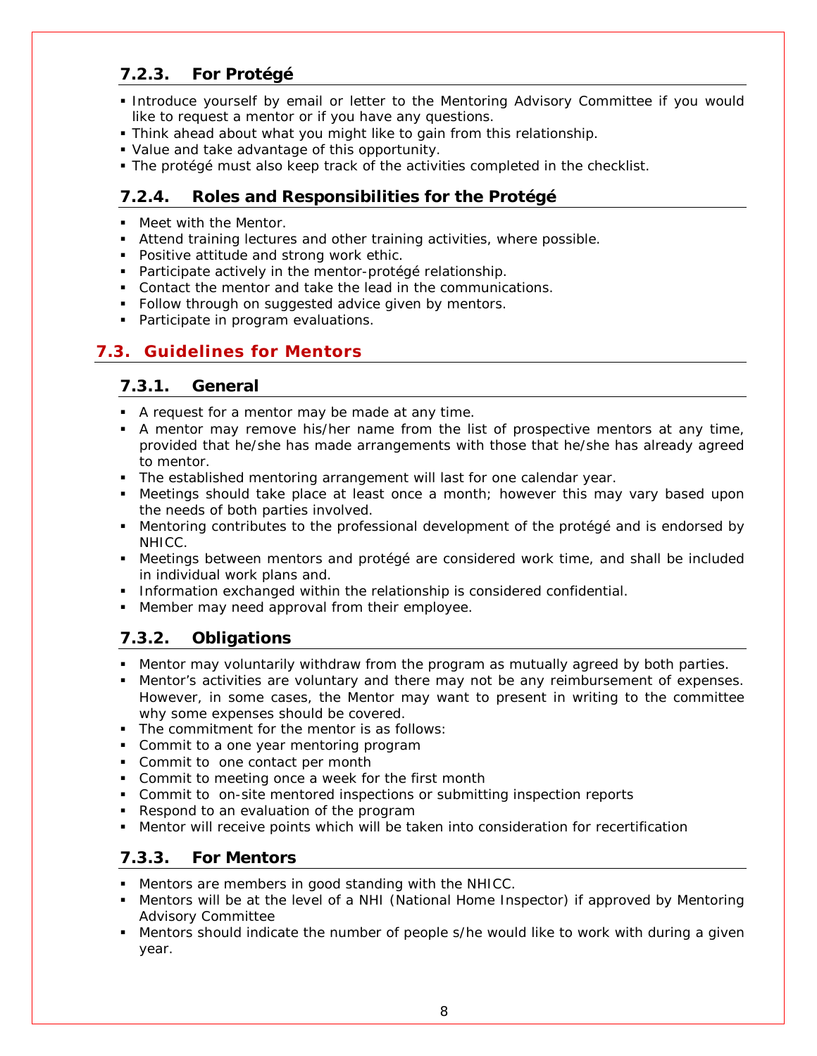### 7.2.3. For Protégé

- Introduce yourself by email or letter to the Mentoring Advisory Committee if you would like to request a mentor or if you have any questions.
- Think ahead about what you might like to gain from this relationship.
- Value and take advantage of this opportunity.
- The protégé must also keep track of the activities completed in the checklist.

### 7.2.4. Roles and Responsibilities for the Protégé

- Meet with the Mentor.
- Attend training lectures and other training activities, where possible.
- Positive attitude and strong work ethic.
- Participate actively in the mentor-protégé relationship.
- Contact the mentor and take the lead in the communications.
- Follow through on suggested advice given by mentors.
- Participate in program evaluations.

## 7.3. Guidelines for Mentors

### 7.3.1. General

- A request for a mentor may be made at any time.
- A mentor may remove his/her name from the list of prospective mentors at any time, provided that he/she has made arrangements with those that he/she has already agreed to mentor.
- The established mentoring arrangement will last for one calendar year.
- Meetings should take place at least once a month; however this may vary based upon the needs of both parties involved.
- Mentoring contributes to the professional development of the protégé and is endorsed by NHICC.
- Meetings between mentors and protégé are considered work time, and shall be included in individual work plans and.
- Information exchanged within the relationship is considered confidential.
- Member may need approval from their employee.

### 7.3.2. Obligations

- Mentor may voluntarily withdraw from the program as mutually agreed by both parties.
- Mentor's activities are voluntary and there may not be any reimbursement of expenses. However, in some cases, the Mentor may want to present in writing to the committee why some expenses should be covered.
- The commitment for the mentor is as follows:
- Commit to a one year mentoring program
- Commit to one contact per month
- Commit to meeting once a week for the first month
- Commit to on-site mentored inspections or submitting inspection reports
- Respond to an evaluation of the program
- Mentor will receive points which will be taken into consideration for recertification

### 7.3.3. For Mentors

- Mentors are members in good standing with the NHICC.
- Mentors will be at the level of a NHI (National Home Inspector) if approved by Mentoring Advisory Committee
- Mentors should indicate the number of people s/he would like to work with during a given year.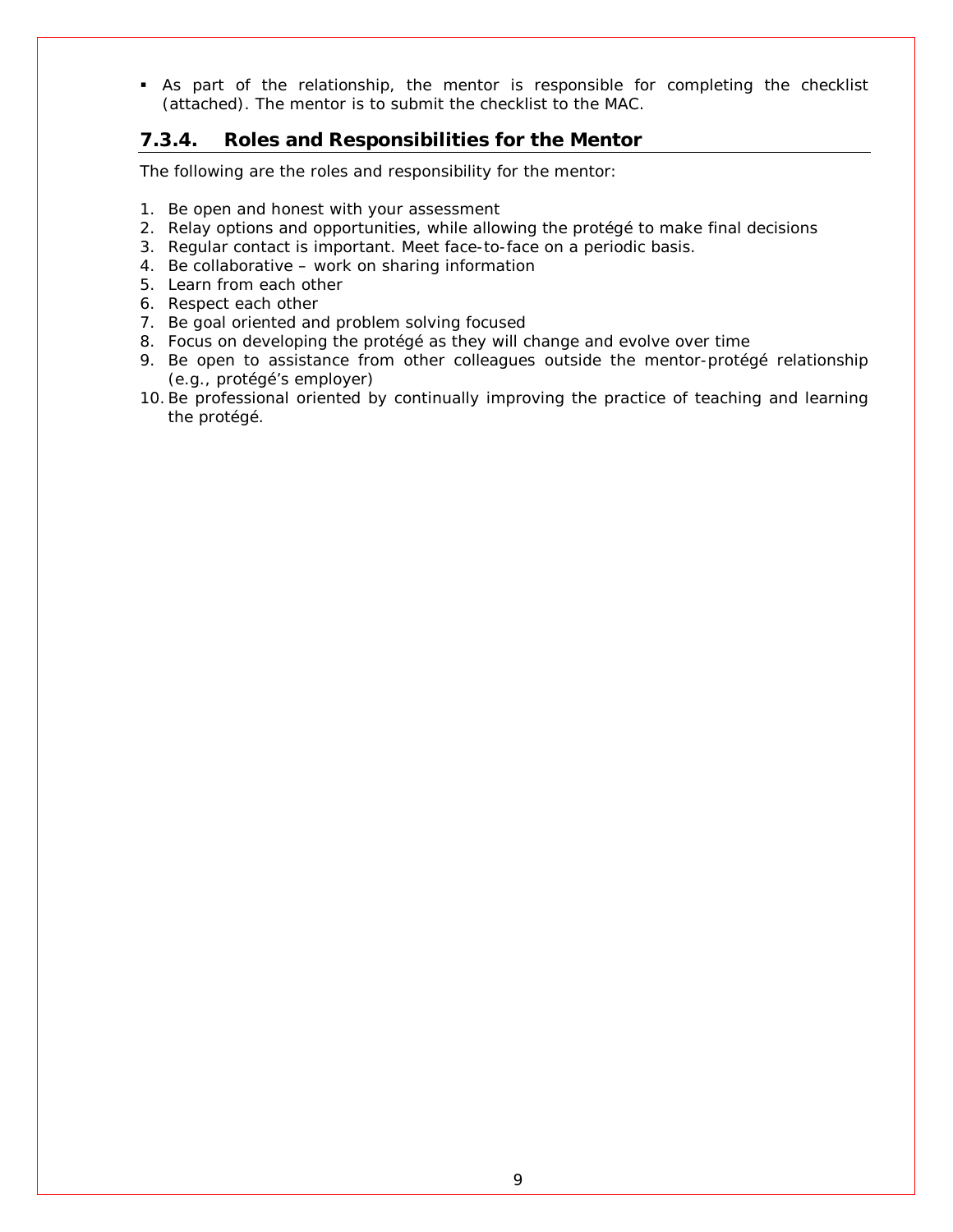- As part of the relationship, the mentor is responsible for completing the checklist (attached). The mentor is to submit the checklist to the MAC.

### 7.3.4. Roles and Responsibilities for the Mentor

The following are the roles and responsibility for the mentor:

1. Be open and honest with your assessment
2. Relay options and opportunities, while allowing the protégé to make final decisions
3. Regular contact is important. Meet face-to-face on a periodic basis.
4. Be collaborative – work on sharing information
5. Learn from each other
6. Respect each other
7. Be goal oriented and problem solving focused
8. Focus on developing the protégé as they will change and evolve over time
9. Be open to assistance from other colleagues outside the mentor-protégé relationship (e.g., protégé's employer)
10. Be professional oriented by continually improving the practice of teaching and learning the protégé.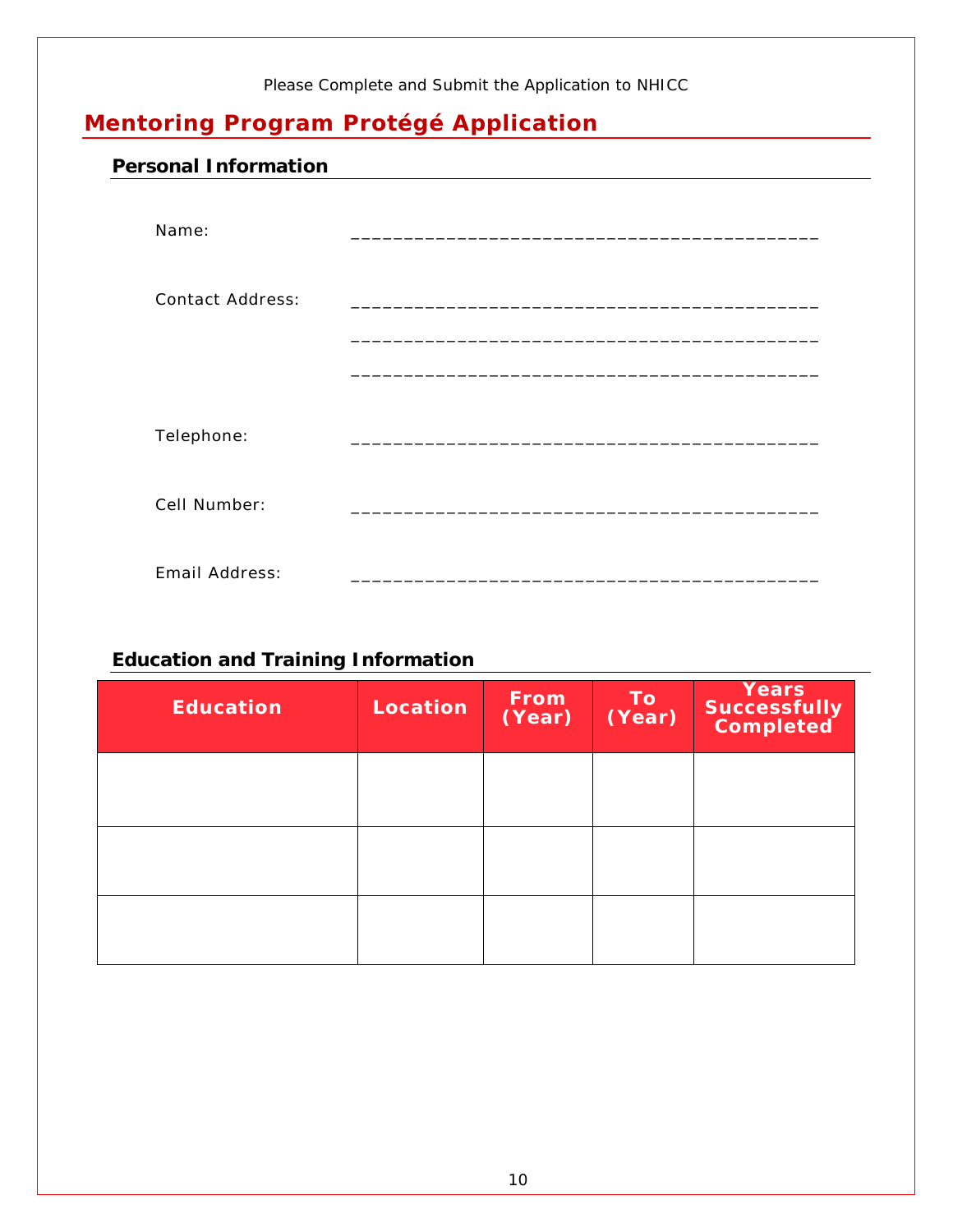Please Complete and Submit the Application to NHICC

## Mentoring Program Protégé Application

### Personal Information

Name: ____________________________________________

Contact Address: ____________________________________________

____________________________________________

____________________________________________

Telephone: ____________________________________________

Cell Number: ____________________________________________

Email Address: ____________________________________________

### Education and Training Information

| Education | Location | From (Year) | To (Year) | Years Successfully Completed |
|---|---|---|---|---|
| | | | | |
| | | | | |
| | | | | |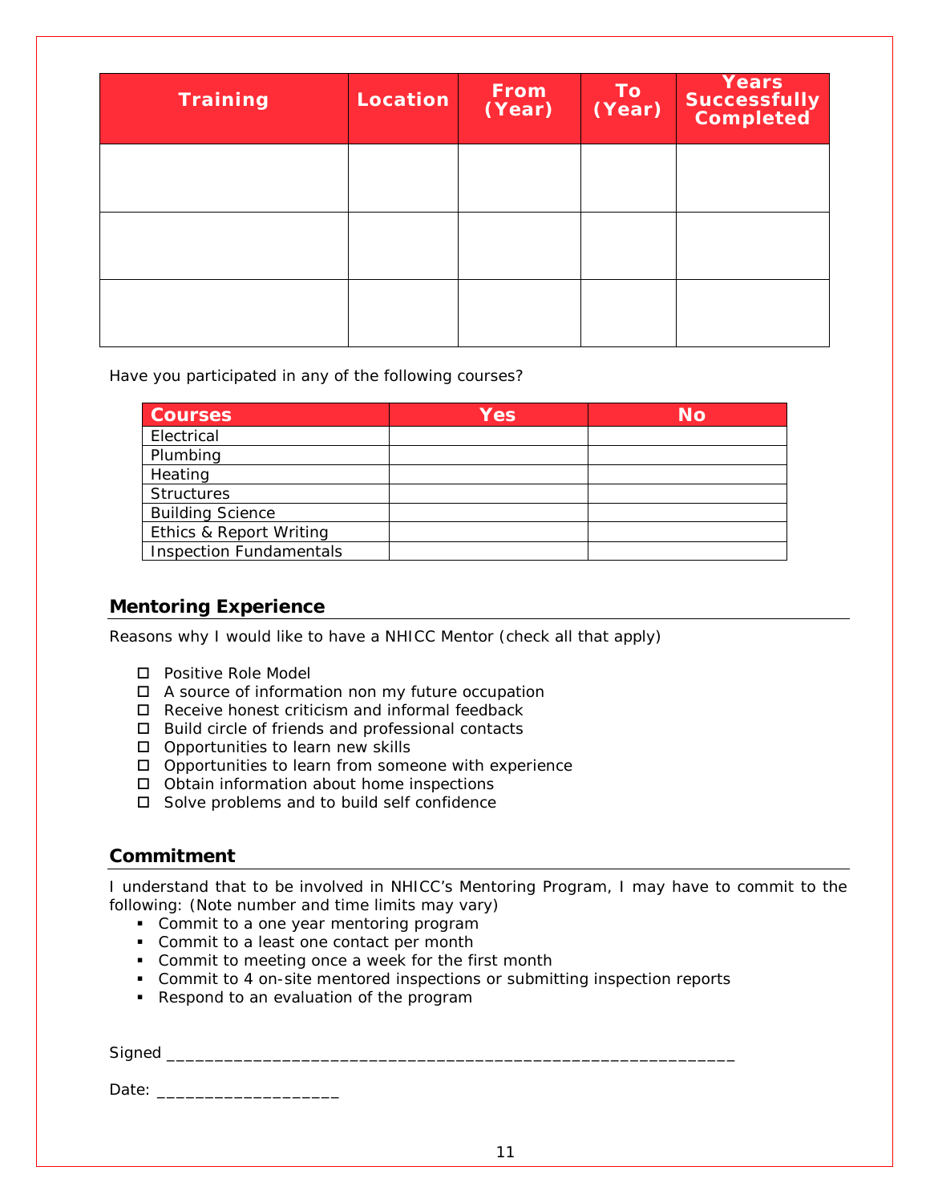| Training | Location | From (Year) | To (Year) | Years Successfully Completed |
|---|---|---|---|---|
| | | | | |
| | | | | |
| | | | | |

Have you participated in any of the following courses?

| Courses | Yes | No |
|---|---|---|
| Electrical | | |
| Plumbing | | |
| Heating | | |
| Structures | | |
| Building Science | | |
| Ethics & Report Writing | | |
| Inspection Fundamentals | | |

## Mentoring Experience

Reasons why I would like to have a NHICC Mentor (check all that apply)

- ☐ Positive Role Model
- ☐ A source of information non my future occupation
- ☐ Receive honest criticism and informal feedback
- ☐ Build circle of friends and professional contacts
- ☐ Opportunities to learn new skills
- ☐ Opportunities to learn from someone with experience
- ☐ Obtain information about home inspections
- ☐ Solve problems and to build self confidence

## Commitment

I understand that to be involved in NHICC's Mentoring Program, I may have to commit to the following: (Note number and time limits may vary)

- Commit to a one year mentoring program
- Commit to a least one contact per month
- Commit to meeting once a week for the first month
- Commit to 4 on-site mentored inspections or submitting inspection reports
- Respond to an evaluation of the program

Signed ____________________________________________________________

Date: ___________________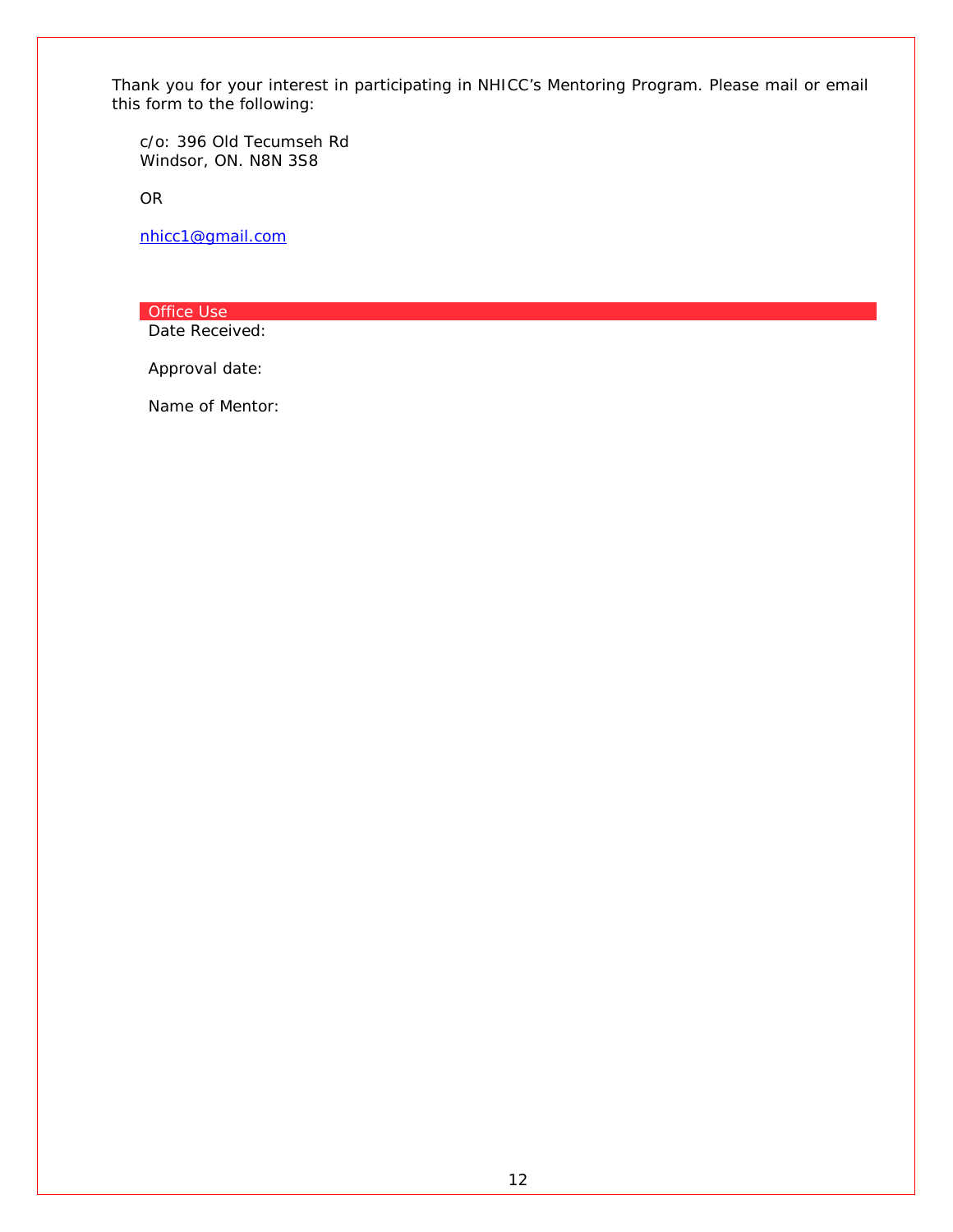Thank you for your interest in participating in NHICC's Mentoring Program. Please mail or email this form to the following:

c/o: 396 Old Tecumseh Rd
Windsor, ON. N8N 3S8

OR

nhicc1@gmail.com

**Office Use**

Date Received:

Approval date:

Name of Mentor: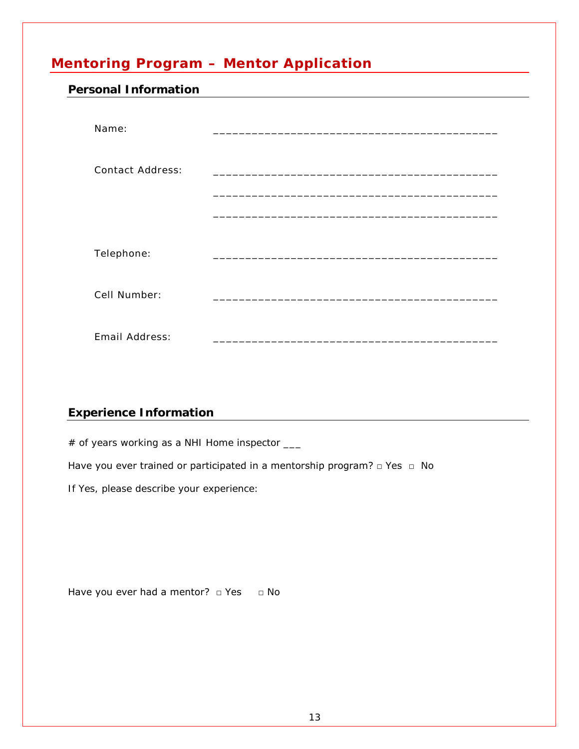# Mentoring Program – Mentor Application

## Personal Information

Name: ___________________________________________

Contact Address: ___________________________________________

___________________________________________

___________________________________________

Telephone: ___________________________________________

Cell Number: ___________________________________________

Email Address: ___________________________________________

## Experience Information

# of years working as a NHI Home inspector ___

Have you ever trained or participated in a mentorship program? □ Yes □ No

If Yes, please describe your experience:

Have you ever had a mentor? □ Yes □ No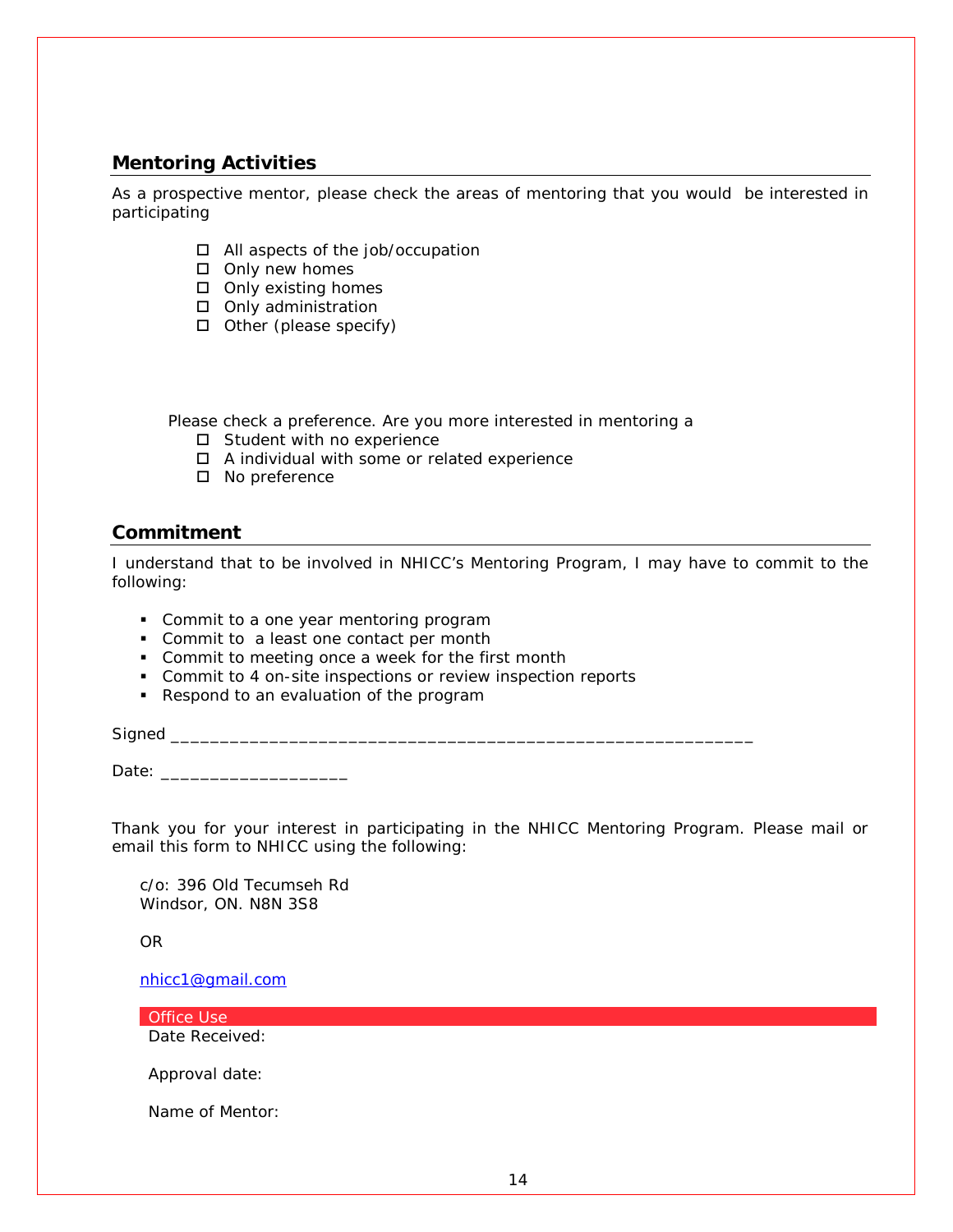## Mentoring Activities

As a prospective mentor, please check the areas of mentoring that you would be interested in participating

- ☐ All aspects of the job/occupation
- ☐ Only new homes
- ☐ Only existing homes
- ☐ Only administration
- ☐ Other (please specify)

Please check a preference. Are you more interested in mentoring a

- ☐ Student with no experience
- ☐ A individual with some or related experience
- ☐ No preference

## Commitment

I understand that to be involved in NHICC's Mentoring Program, I may have to commit to the following:

- Commit to a one year mentoring program
- Commit to a least one contact per month
- Commit to meeting once a week for the first month
- Commit to 4 on-site inspections or review inspection reports
- Respond to an evaluation of the program

Signed ____________________________________________________________

Date: ___________________

Thank you for your interest in participating in the NHICC Mentoring Program. Please mail or email this form to NHICC using the following:

c/o: 396 Old Tecumseh Rd
Windsor, ON. N8N 3S8

OR

nhicc1@gmail.com

**Office Use**

Date Received:

Approval date:

Name of Mentor: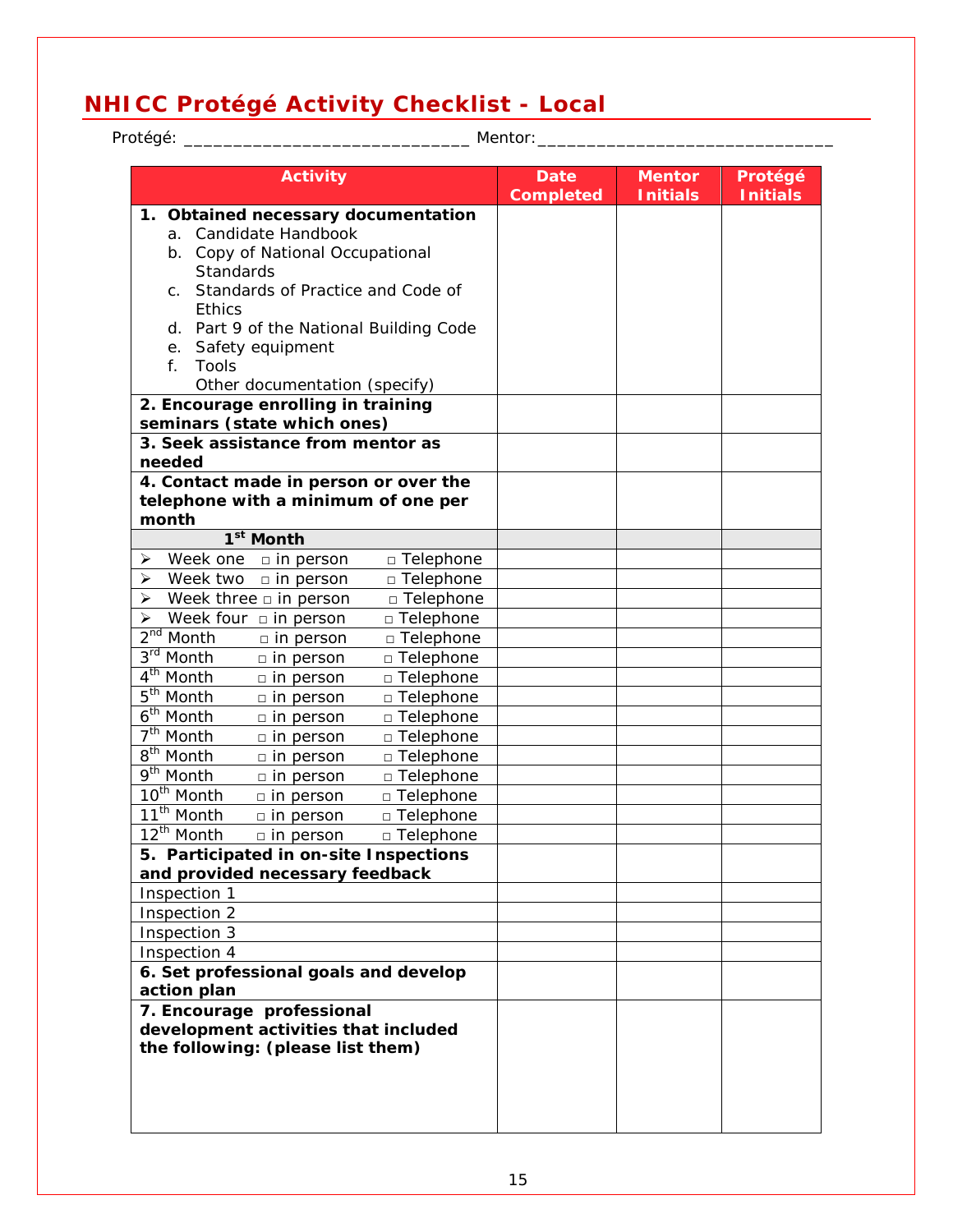## NHICC Protégé Activity Checklist - Local

Protégé: ______________________________ Mentor:______________________________

| Activity | Date Completed | Mentor Initials | Protégé Initials |
|---|---|---|---|
| **1. Obtained necessary documentation**<br>a. Candidate Handbook<br>b. Copy of National Occupational Standards<br>c. Standards of Practice and Code of Ethics<br>d. Part 9 of the National Building Code<br>e. Safety equipment<br>f. Tools<br>Other documentation (specify) | | | |
| **2. Encourage enrolling in training seminars (state which ones)** | | | |
| **3. Seek assistance from mentor as needed** | | | |
| **4. Contact made in person or over the telephone with a minimum of one per month** | | | |
| **1st Month** | | | |
| ➢ Week one □ in person □ Telephone | | | |
| ➢ Week two □ in person □ Telephone | | | |
| ➢ Week three □ in person □ Telephone | | | |
| ➢ Week four □ in person □ Telephone | | | |
| 2nd Month □ in person □ Telephone | | | |
| 3rd Month □ in person □ Telephone | | | |
| 4th Month □ in person □ Telephone | | | |
| 5th Month □ in person □ Telephone | | | |
| 6th Month □ in person □ Telephone | | | |
| 7th Month □ in person □ Telephone | | | |
| 8th Month □ in person □ Telephone | | | |
| 9th Month □ in person □ Telephone | | | |
| 10th Month □ in person □ Telephone | | | |
| 11th Month □ in person □ Telephone | | | |
| 12th Month □ in person □ Telephone | | | |
| **5. Participated in on-site Inspections and provided necessary feedback** | | | |
| Inspection 1 | | | |
| Inspection 2 | | | |
| Inspection 3 | | | |
| Inspection 4 | | | |
| **6. Set professional goals and develop action plan** | | | |
| **7. Encourage professional development activities that included the following: (please list them)** | | | |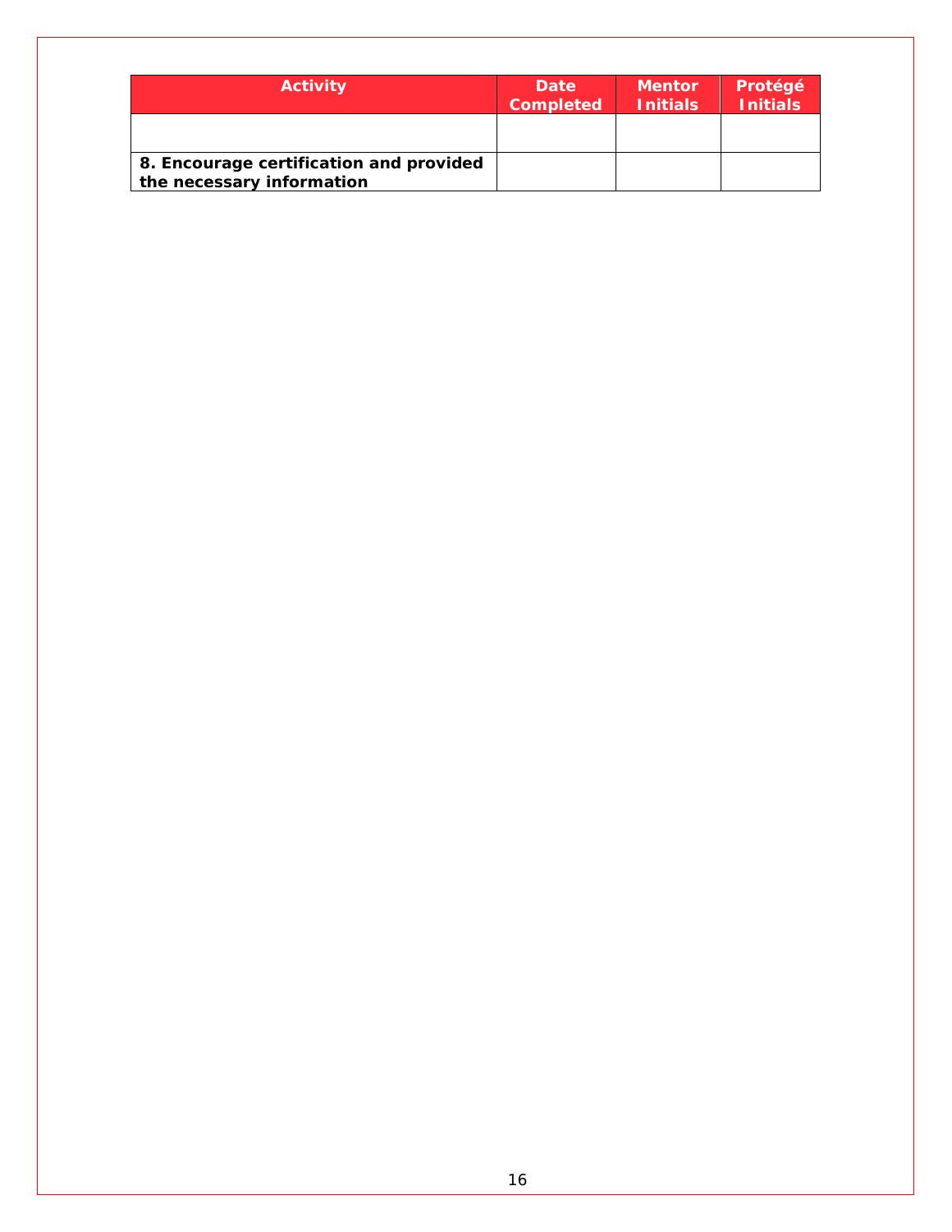| Activity | Date Completed | Mentor Initials | Protégé Initials |
|---|---|---|---|
| | | | |
| **8. Encourage certification and provided the necessary information** | | | |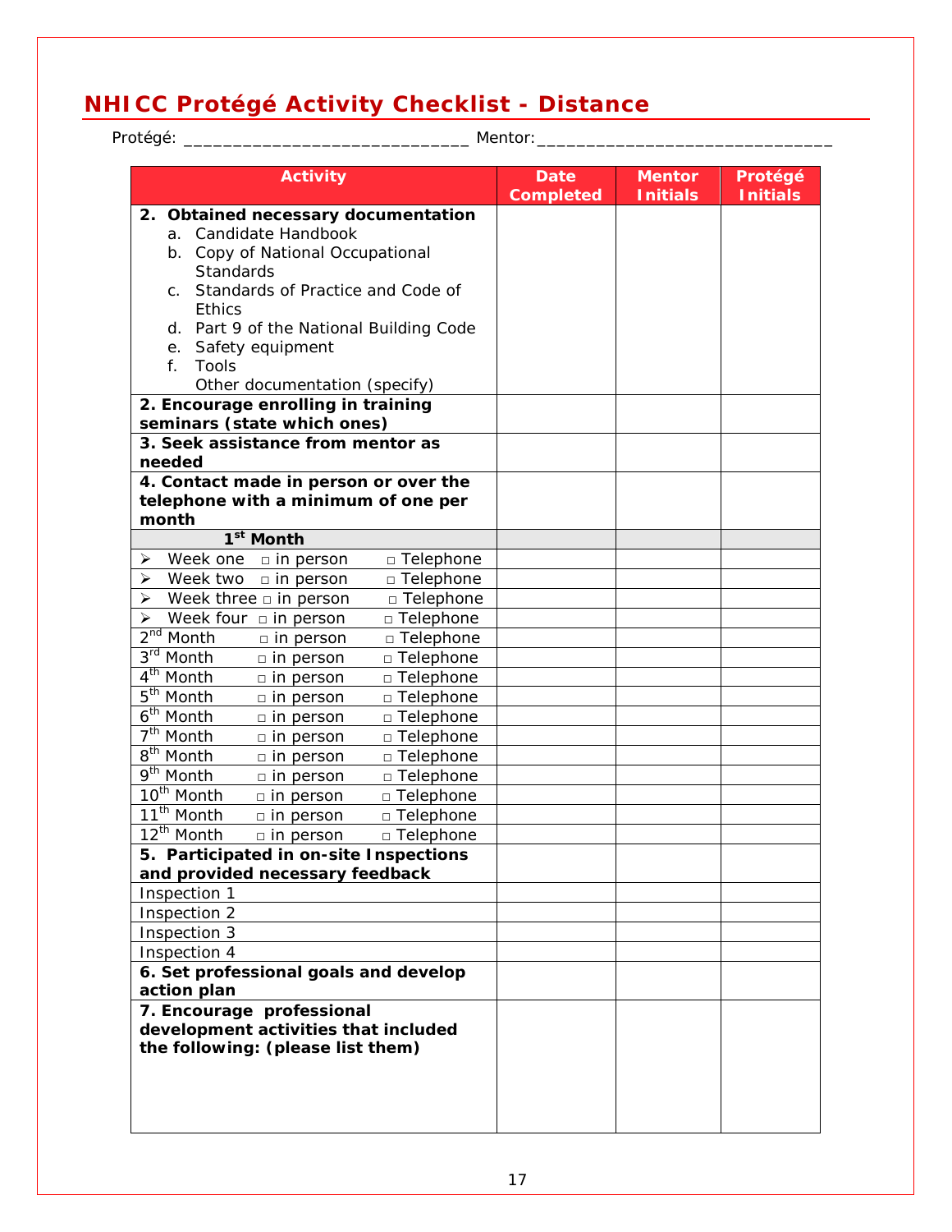## NHICC Protégé Activity Checklist - Distance

Protégé: ____________________________ Mentor:____________________________

| Activity | Date Completed | Mentor Initials | Protégé Initials |
|---|---|---|---|
| **2. Obtained necessary documentation**<br>a. Candidate Handbook<br>b. Copy of National Occupational Standards<br>c. Standards of Practice and Code of Ethics<br>d. Part 9 of the National Building Code<br>e. Safety equipment<br>f. Tools<br>Other documentation (specify) | | | |
| **2. Encourage enrolling in training seminars (state which ones)** | | | |
| **3. Seek assistance from mentor as needed** | | | |
| **4. Contact made in person or over the telephone with a minimum of one per month** | | | |
| **1st Month** | | | |
| ➢ Week one □ in person □ Telephone | | | |
| ➢ Week two □ in person □ Telephone | | | |
| ➢ Week three □ in person □ Telephone | | | |
| ➢ Week four □ in person □ Telephone | | | |
| 2nd Month □ in person □ Telephone | | | |
| 3rd Month □ in person □ Telephone | | | |
| 4th Month □ in person □ Telephone | | | |
| 5th Month □ in person □ Telephone | | | |
| 6th Month □ in person □ Telephone | | | |
| 7th Month □ in person □ Telephone | | | |
| 8th Month □ in person □ Telephone | | | |
| 9th Month □ in person □ Telephone | | | |
| 10th Month □ in person □ Telephone | | | |
| 11th Month □ in person □ Telephone | | | |
| 12th Month □ in person □ Telephone | | | |
| **5. Participated in on-site Inspections and provided necessary feedback** | | | |
| Inspection 1 | | | |
| Inspection 2 | | | |
| Inspection 3 | | | |
| Inspection 4 | | | |
| **6. Set professional goals and develop action plan** | | | |
| **7. Encourage professional development activities that included the following: (please list them)** | | | |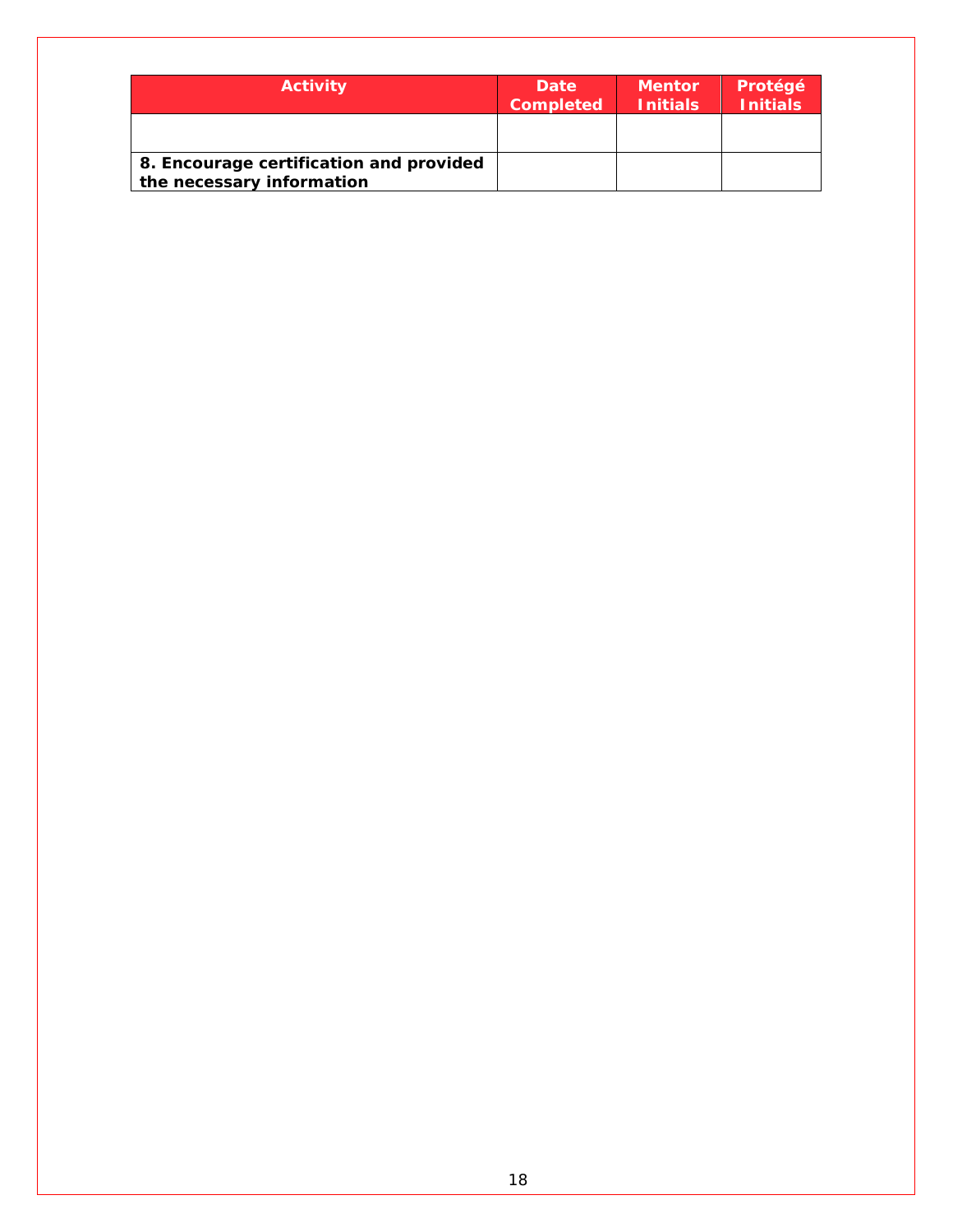| Activity | Date Completed | Mentor Initials | Protégé Initials |
|---|---|---|---|
| | | | |
| **8. Encourage certification and provided the necessary information** | | | |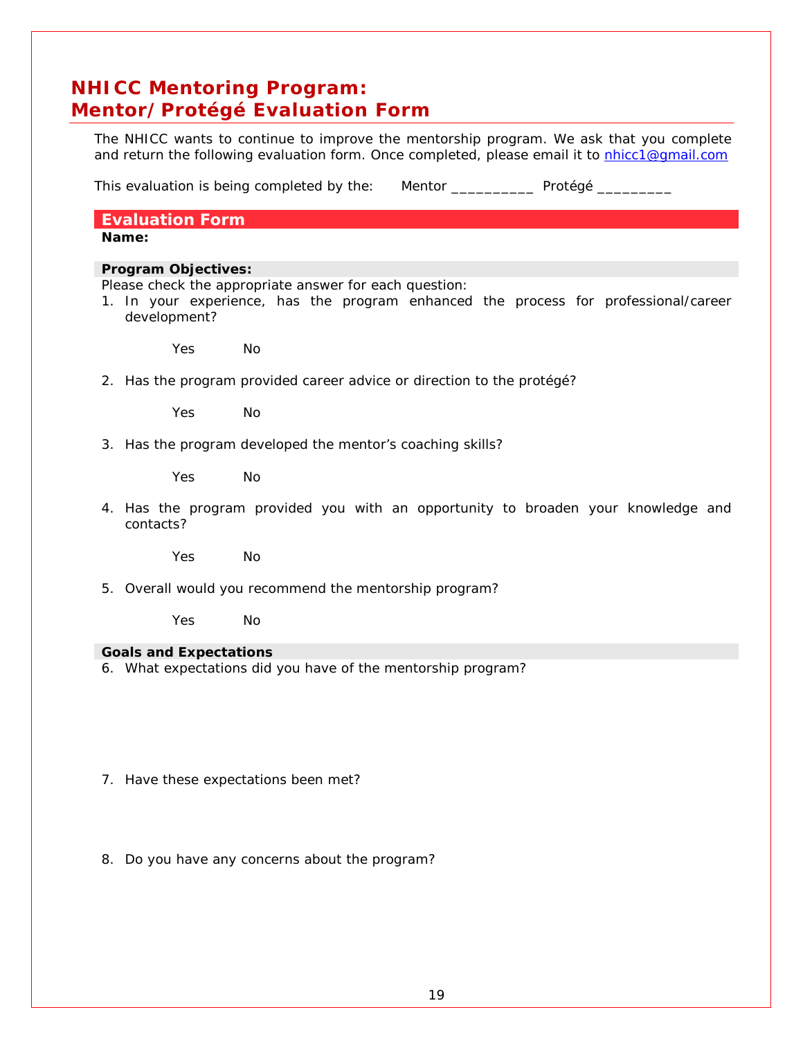# NHICC Mentoring Program: Mentor/Protégé Evaluation Form

The NHICC wants to continue to improve the mentorship program. We ask that you complete and return the following evaluation form. Once completed, please email it to nhicc1@gmail.com

This evaluation is being completed by the: Mentor __________ Protégé _________

## Evaluation Form

**Name:**

### Program Objectives:

Please check the appropriate answer for each question:

1. In your experience, has the program enhanced the process for professional/career development?

   Yes No

2. Has the program provided career advice or direction to the protégé?

   Yes No

3. Has the program developed the mentor's coaching skills?

   Yes No

4. Has the program provided you with an opportunity to broaden your knowledge and contacts?

   Yes No

5. Overall would you recommend the mentorship program?

   Yes No

### Goals and Expectations

6. What expectations did you have of the mentorship program?

7. Have these expectations been met?

8. Do you have any concerns about the program?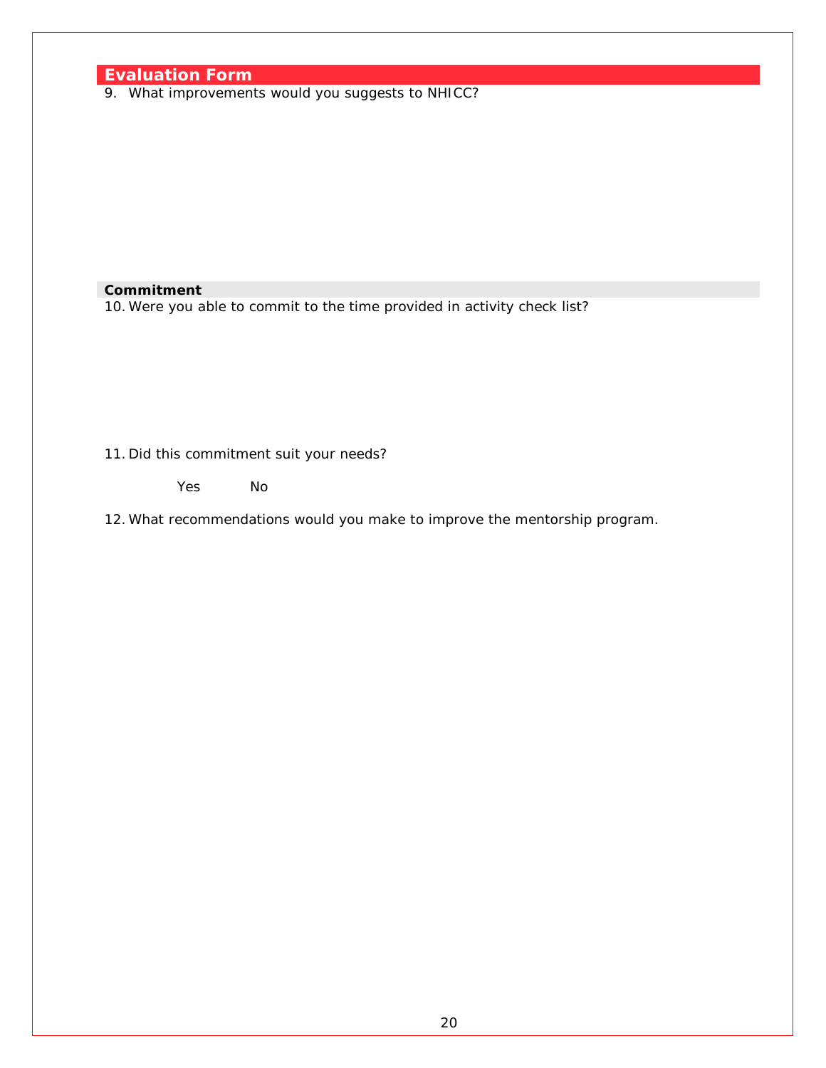## Evaluation Form

9. What improvements would you suggests to NHICC?

### Commitment

10. Were you able to commit to the time provided in activity check list?

11. Did this commitment suit your needs?

    Yes No

12. What recommendations would you make to improve the mentorship program.